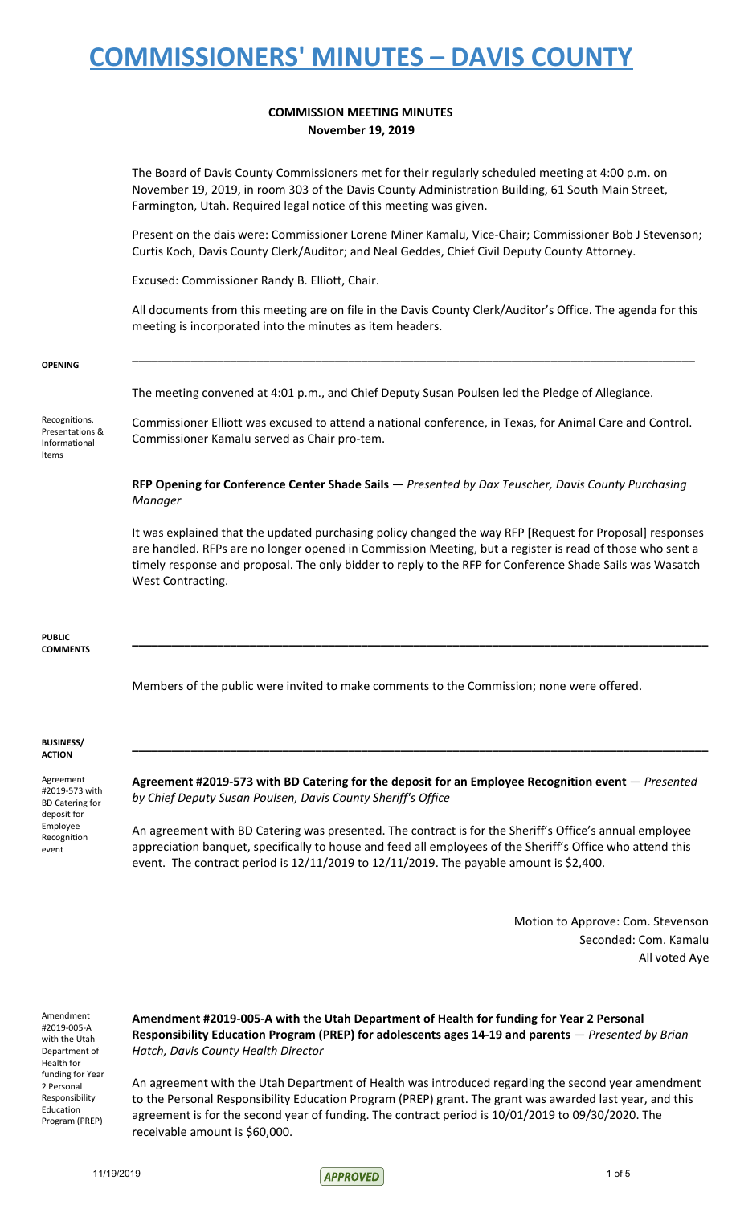# COMMISSIONERS' MINUTES – DAVIS COUNTY

**COMMISSION MEETING MINUTES**
**November 19, 2019**

The Board of Davis County Commissioners met for their regularly scheduled meeting at 4:00 p.m. on November 19, 2019, in room 303 of the Davis County Administration Building, 61 South Main Street, Farmington, Utah. Required legal notice of this meeting was given.

Present on the dais were: Commissioner Lorene Miner Kamalu, Vice-Chair; Commissioner Bob J Stevenson; Curtis Koch, Davis County Clerk/Auditor; and Neal Geddes, Chief Civil Deputy County Attorney.

Excused: Commissioner Randy B. Elliott, Chair.

All documents from this meeting are on file in the Davis County Clerk/Auditor's Office. The agenda for this meeting is incorporated into the minutes as item headers.

**OPENING**

The meeting convened at 4:01 p.m., and Chief Deputy Susan Poulsen led the Pledge of Allegiance.

Recognitions, Presentations & Informational Items

Commissioner Elliott was excused to attend a national conference, in Texas, for Animal Care and Control. Commissioner Kamalu served as Chair pro-tem.

**RFP Opening for Conference Center Shade Sails** — *Presented by Dax Teuscher, Davis County Purchasing Manager*

It was explained that the updated purchasing policy changed the way RFP [Request for Proposal] responses are handled. RFPs are no longer opened in Commission Meeting, but a register is read of those who sent a timely response and proposal. The only bidder to reply to the RFP for Conference Shade Sails was Wasatch West Contracting.

**PUBLIC COMMENTS**

Members of the public were invited to make comments to the Commission; none were offered.

**BUSINESS/ ACTION**

Agreement #2019-573 with BD Catering for deposit for Employee Recognition event

**Agreement #2019-573 with BD Catering for the deposit for an Employee Recognition event** — *Presented by Chief Deputy Susan Poulsen, Davis County Sheriff's Office*

An agreement with BD Catering was presented. The contract is for the Sheriff's Office's annual employee appreciation banquet, specifically to house and feed all employees of the Sheriff's Office who attend this event. The contract period is 12/11/2019 to 12/11/2019. The payable amount is $2,400.

Motion to Approve: Com. Stevenson
Seconded: Com. Kamalu
All voted Aye

Amendment #2019-005-A with the Utah Department of Health for funding for Year 2 Personal Responsibility Education Program (PREP)

**Amendment #2019-005-A with the Utah Department of Health for funding for Year 2 Personal Responsibility Education Program (PREP) for adolescents ages 14-19 and parents** — *Presented by Brian Hatch, Davis County Health Director*

An agreement with the Utah Department of Health was introduced regarding the second year amendment to the Personal Responsibility Education Program (PREP) grant. The grant was awarded last year, and this agreement is for the second year of funding. The contract period is 10/01/2019 to 09/30/2020. The receivable amount is $60,000.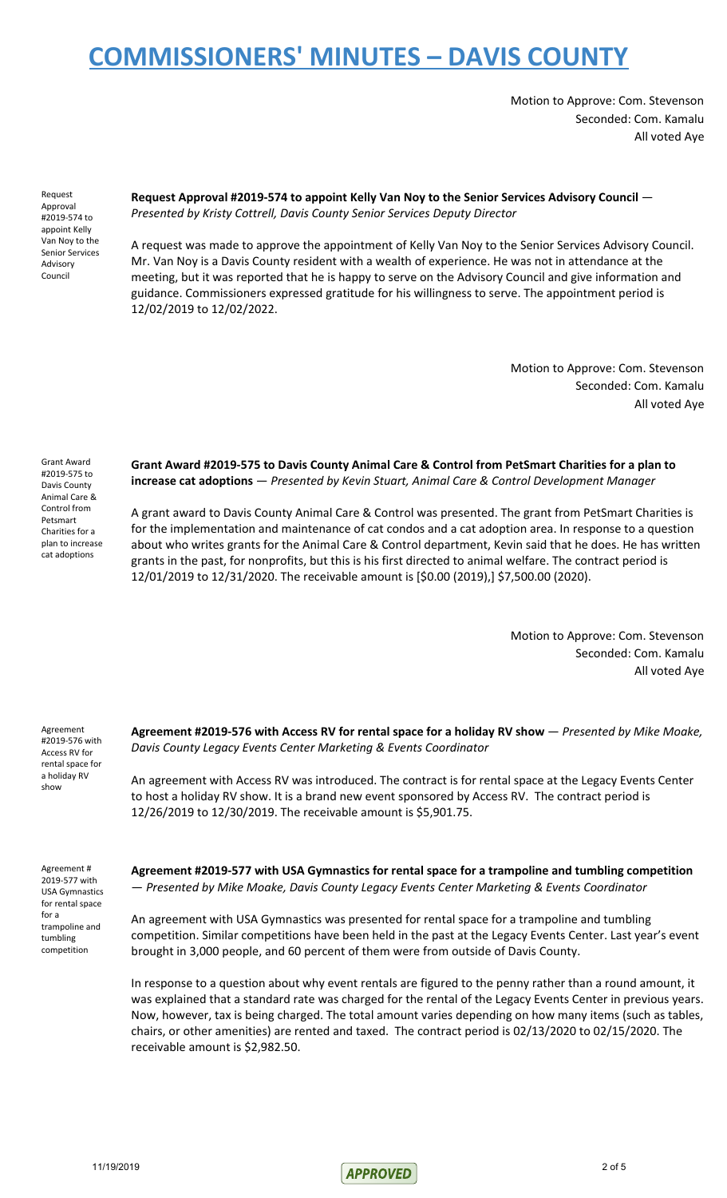Motion to Approve: Com. Stevenson
Seconded: Com. Kamalu
All voted Aye

Request Approval #2019-574 to appoint Kelly Van Noy to the Senior Services Advisory Council

**Request Approval #2019-574 to appoint Kelly Van Noy to the Senior Services Advisory Council** — *Presented by Kristy Cottrell, Davis County Senior Services Deputy Director*

A request was made to approve the appointment of Kelly Van Noy to the Senior Services Advisory Council. Mr. Van Noy is a Davis County resident with a wealth of experience. He was not in attendance at the meeting, but it was reported that he is happy to serve on the Advisory Council and give information and guidance. Commissioners expressed gratitude for his willingness to serve. The appointment period is 12/02/2019 to 12/02/2022.

Motion to Approve: Com. Stevenson
Seconded: Com. Kamalu
All voted Aye

Grant Award #2019-575 to Davis County Animal Care & Control from Petsmart Charities for a plan to increase cat adoptions

**Grant Award #2019-575 to Davis County Animal Care & Control from PetSmart Charities for a plan to increase cat adoptions** — *Presented by Kevin Stuart, Animal Care & Control Development Manager*

A grant award to Davis County Animal Care & Control was presented. The grant from PetSmart Charities is for the implementation and maintenance of cat condos and a cat adoption area. In response to a question about who writes grants for the Animal Care & Control department, Kevin said that he does. He has written grants in the past, for nonprofits, but this is his first directed to animal welfare. The contract period is 12/01/2019 to 12/31/2020. The receivable amount is [$0.00 (2019),] $7,500.00 (2020).

Motion to Approve: Com. Stevenson
Seconded: Com. Kamalu
All voted Aye

Agreement #2019-576 with Access RV for rental space for a holiday RV show

**Agreement #2019-576 with Access RV for rental space for a holiday RV show** — *Presented by Mike Moake, Davis County Legacy Events Center Marketing & Events Coordinator*

An agreement with Access RV was introduced. The contract is for rental space at the Legacy Events Center to host a holiday RV show. It is a brand new event sponsored by Access RV. The contract period is 12/26/2019 to 12/30/2019. The receivable amount is $5,901.75.

Agreement # 2019-577 with USA Gymnastics for rental space for a trampoline and tumbling competition

**Agreement #2019-577 with USA Gymnastics for rental space for a trampoline and tumbling competition** — *Presented by Mike Moake, Davis County Legacy Events Center Marketing & Events Coordinator*

An agreement with USA Gymnastics was presented for rental space for a trampoline and tumbling competition. Similar competitions have been held in the past at the Legacy Events Center. Last year's event brought in 3,000 people, and 60 percent of them were from outside of Davis County.

In response to a question about why event rentals are figured to the penny rather than a round amount, it was explained that a standard rate was charged for the rental of the Legacy Events Center in previous years. Now, however, tax is being charged. The total amount varies depending on how many items (such as tables, chairs, or other amenities) are rented and taxed. The contract period is 02/13/2020 to 02/15/2020. The receivable amount is $2,982.50.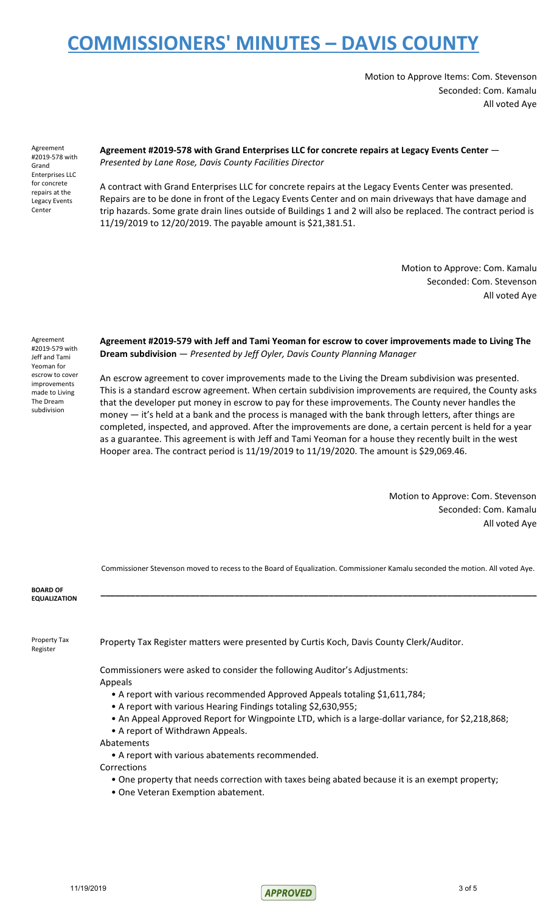Motion to Approve Items: Com. Stevenson
Seconded: Com. Kamalu
All voted Aye

Agreement #2019-578 with Grand Enterprises LLC for concrete repairs at the Legacy Events Center

**Agreement #2019-578 with Grand Enterprises LLC for concrete repairs at Legacy Events Center** — *Presented by Lane Rose, Davis County Facilities Director*

A contract with Grand Enterprises LLC for concrete repairs at the Legacy Events Center was presented. Repairs are to be done in front of the Legacy Events Center and on main driveways that have damage and trip hazards. Some grate drain lines outside of Buildings 1 and 2 will also be replaced. The contract period is 11/19/2019 to 12/20/2019. The payable amount is $21,381.51.

Motion to Approve: Com. Kamalu
Seconded: Com. Stevenson
All voted Aye

Agreement #2019-579 with Jeff and Tami Yeoman for escrow to cover improvements made to Living The Dream subdivision

**Agreement #2019-579 with Jeff and Tami Yeoman for escrow to cover improvements made to Living The Dream subdivision** — *Presented by Jeff Oyler, Davis County Planning Manager*

An escrow agreement to cover improvements made to the Living the Dream subdivision was presented. This is a standard escrow agreement. When certain subdivision improvements are required, the County asks that the developer put money in escrow to pay for these improvements. The County never handles the money — it's held at a bank and the process is managed with the bank through letters, after things are completed, inspected, and approved. After the improvements are done, a certain percent is held for a year as a guarantee. This agreement is with Jeff and Tami Yeoman for a house they recently built in the west Hooper area. The contract period is 11/19/2019 to 11/19/2020. The amount is $29,069.46.

Motion to Approve: Com. Stevenson
Seconded: Com. Kamalu
All voted Aye

Commissioner Stevenson moved to recess to the Board of Equalization. Commissioner Kamalu seconded the motion. All voted Aye.

**BOARD OF EQUALIZATION**

---

Property Tax Register

Property Tax Register matters were presented by Curtis Koch, Davis County Clerk/Auditor.

Commissioners were asked to consider the following Auditor's Adjustments:

Appeals

- A report with various recommended Approved Appeals totaling $1,611,784;
- A report with various Hearing Findings totaling $2,630,955;
- An Appeal Approved Report for Wingpointe LTD, which is a large-dollar variance, for $2,218,868;
- A report of Withdrawn Appeals.

Abatements

- A report with various abatements recommended.

Corrections

- One property that needs correction with taxes being abated because it is an exempt property;
- One Veteran Exemption abatement.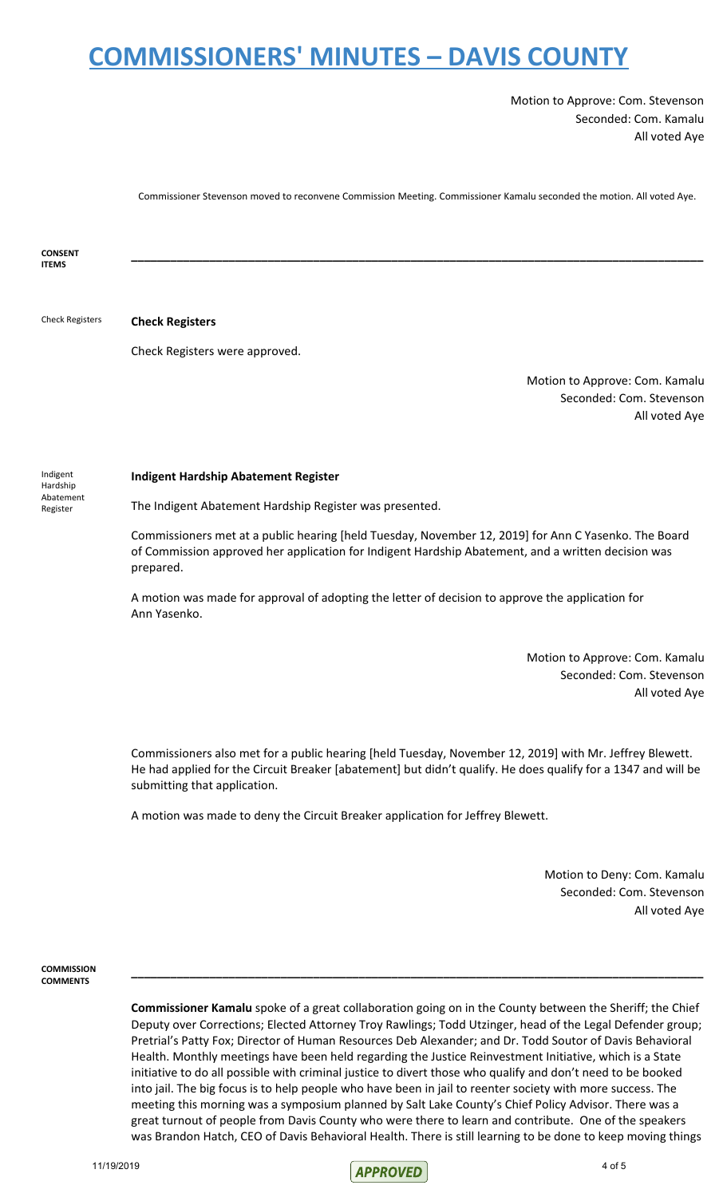Motion to Approve: Com. Stevenson
Seconded: Com. Kamalu
All voted Aye

Commissioner Stevenson moved to reconvene Commission Meeting. Commissioner Kamalu seconded the motion. All voted Aye.

**CONSENT ITEMS**

---

Check Registers

**Check Registers**

Check Registers were approved.

Motion to Approve: Com. Kamalu
Seconded: Com. Stevenson
All voted Aye

Indigent Hardship Abatement Register

**Indigent Hardship Abatement Register**

The Indigent Abatement Hardship Register was presented.

Commissioners met at a public hearing [held Tuesday, November 12, 2019] for Ann C Yasenko. The Board of Commission approved her application for Indigent Hardship Abatement, and a written decision was prepared.

A motion was made for approval of adopting the letter of decision to approve the application for Ann Yasenko.

Motion to Approve: Com. Kamalu
Seconded: Com. Stevenson
All voted Aye

Commissioners also met for a public hearing [held Tuesday, November 12, 2019] with Mr. Jeffrey Blewett. He had applied for the Circuit Breaker [abatement] but didn't qualify. He does qualify for a 1347 and will be submitting that application.

A motion was made to deny the Circuit Breaker application for Jeffrey Blewett.

Motion to Deny: Com. Kamalu
Seconded: Com. Stevenson
All voted Aye

**COMMISSION COMMENTS**

---

**Commissioner Kamalu** spoke of a great collaboration going on in the County between the Sheriff; the Chief Deputy over Corrections; Elected Attorney Troy Rawlings; Todd Utzinger, head of the Legal Defender group; Pretrial's Patty Fox; Director of Human Resources Deb Alexander; and Dr. Todd Soutor of Davis Behavioral Health. Monthly meetings have been held regarding the Justice Reinvestment Initiative, which is a State initiative to do all possible with criminal justice to divert those who qualify and don't need to be booked into jail. The big focus is to help people who have been in jail to reenter society with more success. The meeting this morning was a symposium planned by Salt Lake County's Chief Policy Advisor. There was a great turnout of people from Davis County who were there to learn and contribute. One of the speakers was Brandon Hatch, CEO of Davis Behavioral Health. There is still learning to be done to keep moving things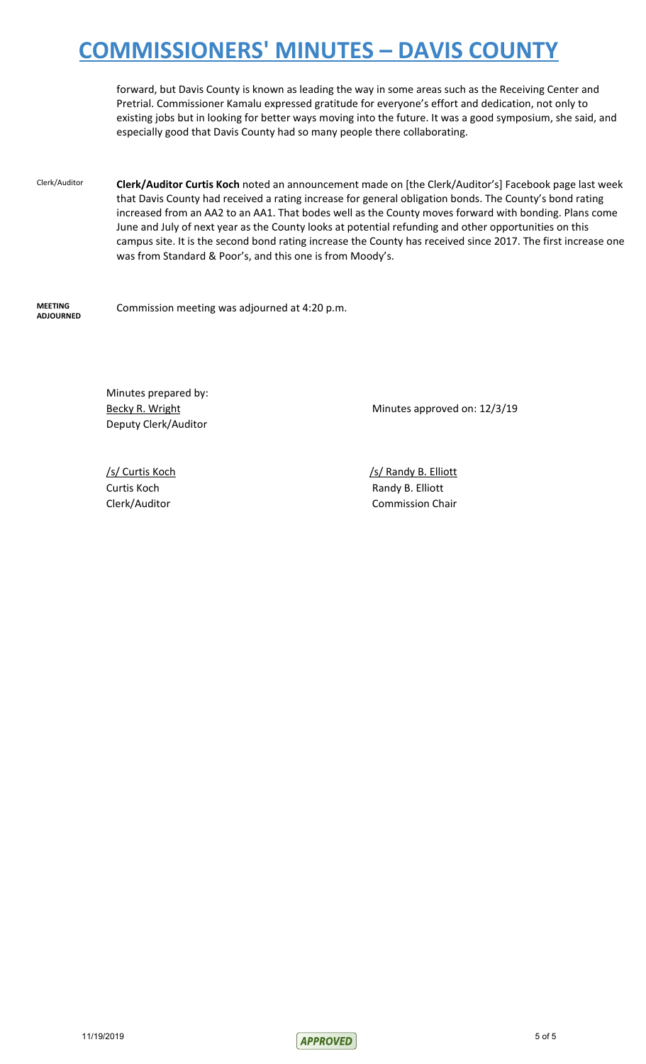forward, but Davis County is known as leading the way in some areas such as the Receiving Center and Pretrial. Commissioner Kamalu expressed gratitude for everyone's effort and dedication, not only to existing jobs but in looking for better ways moving into the future. It was a good symposium, she said, and especially good that Davis County had so many people there collaborating.

Clerk/Auditor

**Clerk/Auditor Curtis Koch** noted an announcement made on [the Clerk/Auditor's] Facebook page last week that Davis County had received a rating increase for general obligation bonds. The County's bond rating increased from an AA2 to an AA1. That bodes well as the County moves forward with bonding. Plans come June and July of next year as the County looks at potential refunding and other opportunities on this campus site. It is the second bond rating increase the County has received since 2017. The first increase one was from Standard & Poor's, and this one is from Moody's.

**MEETING ADJOURNED**

Commission meeting was adjourned at 4:20 p.m.

Minutes prepared by:
Becky R. Wright
Deputy Clerk/Auditor

Minutes approved on: 12/3/19

/s/ Curtis Koch
Curtis Koch
Clerk/Auditor

/s/ Randy B. Elliott
Randy B. Elliott
Commission Chair